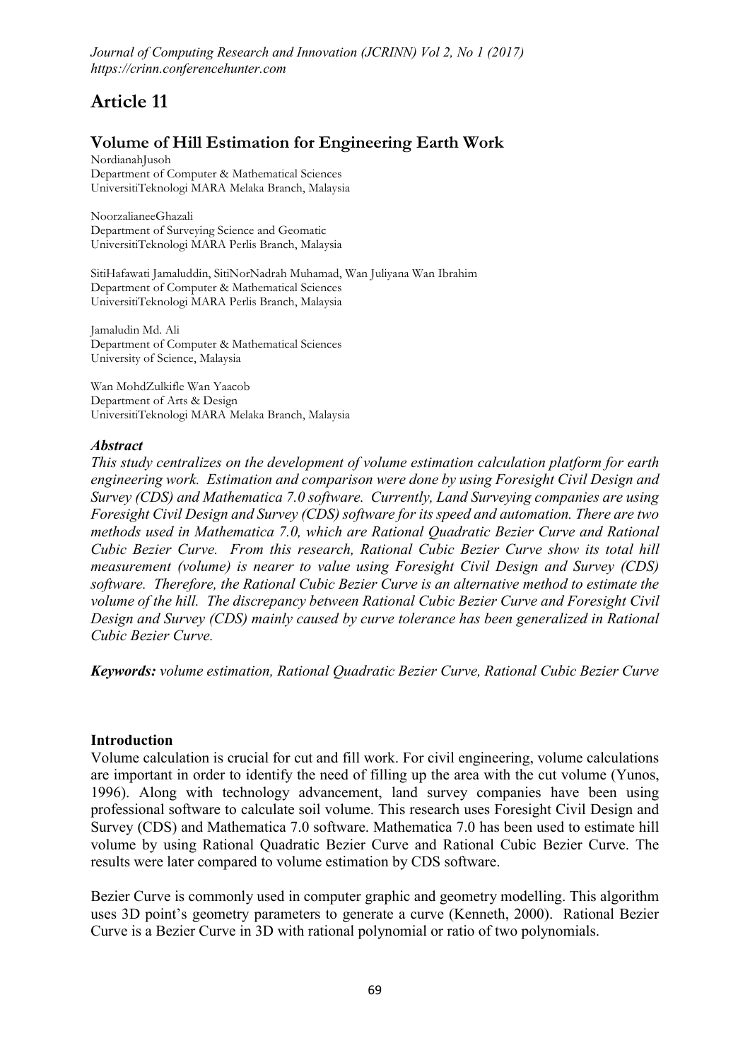# Article 11

## Volume of Hill Estimation for Engineering Earth Work

NordianahJusoh
Department of Computer & Mathematical Sciences
UniversitiTeknologi MARA Melaka Branch, Malaysia

NoorzalianeeGhazali
Department of Surveying Science and Geomatic
UniversitiTeknologi MARA Perlis Branch, Malaysia

SitiHafawati Jamaluddin, SitiNorNadrah Muhamad, Wan Juliyana Wan Ibrahim
Department of Computer & Mathematical Sciences
UniversitiTeknologi MARA Perlis Branch, Malaysia

Jamaludin Md. Ali
Department of Computer & Mathematical Sciences
University of Science, Malaysia

Wan MohdZulkifle Wan Yaacob
Department of Arts & Design
UniversitiTeknologi MARA Melaka Branch, Malaysia

### *Abstract*

*This study centralizes on the development of volume estimation calculation platform for earth engineering work. Estimation and comparison were done by using Foresight Civil Design and Survey (CDS) and Mathematica 7.0 software. Currently, Land Surveying companies are using Foresight Civil Design and Survey (CDS) software for its speed and automation. There are two methods used in Mathematica 7.0, which are Rational Quadratic Bezier Curve and Rational Cubic Bezier Curve. From this research, Rational Cubic Bezier Curve show its total hill measurement (volume) is nearer to value using Foresight Civil Design and Survey (CDS) software. Therefore, the Rational Cubic Bezier Curve is an alternative method to estimate the volume of the hill. The discrepancy between Rational Cubic Bezier Curve and Foresight Civil Design and Survey (CDS) mainly caused by curve tolerance has been generalized in Rational Cubic Bezier Curve.*

***Keywords:*** *volume estimation, Rational Quadratic Bezier Curve, Rational Cubic Bezier Curve*

### Introduction

Volume calculation is crucial for cut and fill work. For civil engineering, volume calculations are important in order to identify the need of filling up the area with the cut volume (Yunos, 1996). Along with technology advancement, land survey companies have been using professional software to calculate soil volume. This research uses Foresight Civil Design and Survey (CDS) and Mathematica 7.0 software. Mathematica 7.0 has been used to estimate hill volume by using Rational Quadratic Bezier Curve and Rational Cubic Bezier Curve. The results were later compared to volume estimation by CDS software.

Bezier Curve is commonly used in computer graphic and geometry modelling. This algorithm uses 3D point's geometry parameters to generate a curve (Kenneth, 2000). Rational Bezier Curve is a Bezier Curve in 3D with rational polynomial or ratio of two polynomials.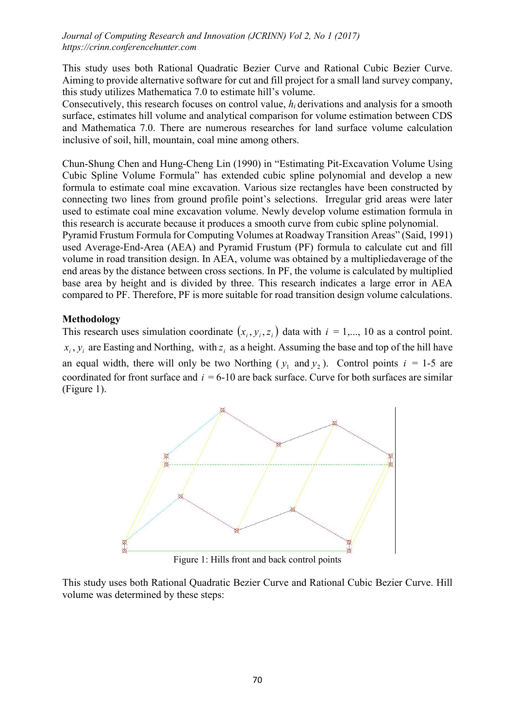This study uses both Rational Quadratic Bezier Curve and Rational Cubic Bezier Curve. Aiming to provide alternative software for cut and fill project for a small land survey company, this study utilizes Mathematica 7.0 to estimate hill's volume.

Consecutively, this research focuses on control value, $h_i$ derivations and analysis for a smooth surface, estimates hill volume and analytical comparison for volume estimation between CDS and Mathematica 7.0. There are numerous researches for land surface volume calculation inclusive of soil, hill, mountain, coal mine among others.

Chun-Shung Chen and Hung-Cheng Lin (1990) in "Estimating Pit-Excavation Volume Using Cubic Spline Volume Formula" has extended cubic spline polynomial and develop a new formula to estimate coal mine excavation. Various size rectangles have been constructed by connecting two lines from ground profile point's selections. Irregular grid areas were later used to estimate coal mine excavation volume. Newly develop volume estimation formula in this research is accurate because it produces a smooth curve from cubic spline polynomial.

Pyramid Frustum Formula for Computing Volumes at Roadway Transition Areas" (Said, 1991) used Average-End-Area (AEA) and Pyramid Frustum (PF) formula to calculate cut and fill volume in road transition design. In AEA, volume was obtained by a multipliedaverage of the end areas by the distance between cross sections. In PF, the volume is calculated by multiplied base area by height and is divided by three. This research indicates a large error in AEA compared to PF. Therefore, PF is more suitable for road transition design volume calculations.

## Methodology

This research uses simulation coordinate $(x_i, y_i, z_i)$ data with $i$ = 1,..., 10 as a control point. $x_i, y_i$ are Easting and Northing, with $z_i$ as a height. Assuming the base and top of the hill have an equal width, there will only be two Northing ($y_1$ and $y_2$). Control points $i$ = 1-5 are coordinated for front surface and $i$ = 6-10 are back surface. Curve for both surfaces are similar (Figure 1).

Figure 1: Hills front and back control points

This study uses both Rational Quadratic Bezier Curve and Rational Cubic Bezier Curve. Hill volume was determined by these steps: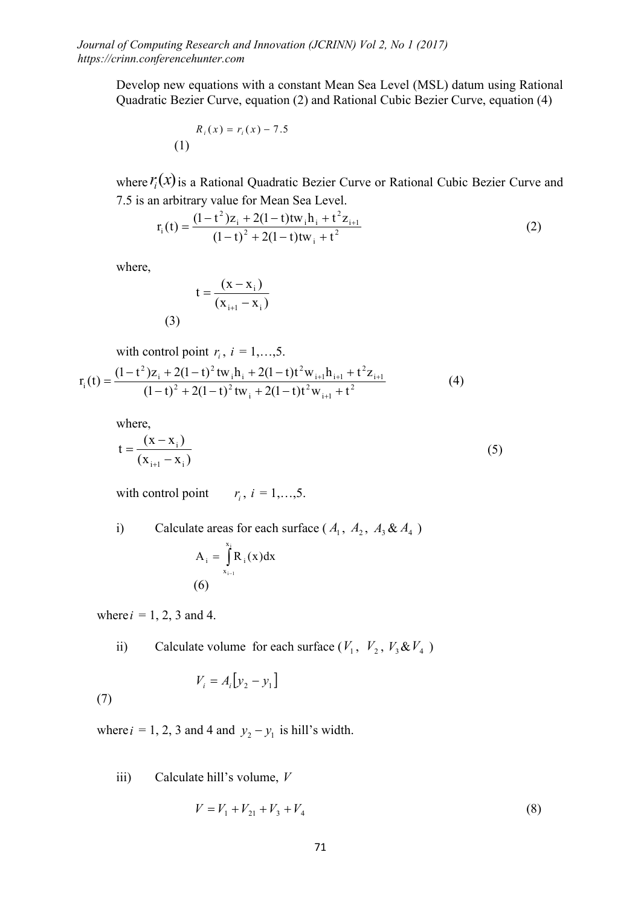Develop new equations with a constant Mean Sea Level (MSL) datum using Rational Quadratic Bezier Curve, equation (2) and Rational Cubic Bezier Curve, equation (4)

$$R_i(x) = r_i(x) - 7.5 \tag{1}$$

where $r_i(x)$ is a Rational Quadratic Bezier Curve or Rational Cubic Bezier Curve and 7.5 is an arbitrary value for Mean Sea Level.

$$r_i(t) = \frac{(1-t^2)z_i + 2(1-t)tw_i h_i + t^2 z_{i+1}}{(1-t)^2 + 2(1-t)tw_i + t^2} \tag{2}$$

where,

$$t = \frac{(x - x_i)}{(x_{i+1} - x_i)} \tag{3}$$

with control point $r_i$, $i = 1,\ldots,5$.

$$r_i(t) = \frac{(1-t^2)z_i + 2(1-t)^2 tw_i h_i + 2(1-t)t^2 w_{i+1} h_{i+1} + t^2 z_{i+1}}{(1-t)^2 + 2(1-t)^2 tw_i + 2(1-t)t^2 w_{i+1} + t^2} \tag{4}$$

where,

$$t = \frac{(x - x_i)}{(x_{i+1} - x_i)} \tag{5}$$

with control point $r_i$, $i = 1,\ldots,5$.

i) Calculate areas for each surface ($A_1$, $A_2$, $A_3$ & $A_4$)

$$A_i = \int_{x_{i-1}}^{x_i} R_i(x)dx \tag{6}$$

where $i = 1, 2, 3$ and 4.

ii) Calculate volume for each surface ($V_1$, $V_2$, $V_3$ & $V_4$)

$$V_i = A_i\left[y_2 - y_1\right] \tag{7}$$

where $i = 1, 2, 3$ and 4 and $y_2 - y_1$ is hill's width.

iii) Calculate hill's volume, $V$

$$V = V_1 + V_{21} + V_3 + V_4 \tag{8}$$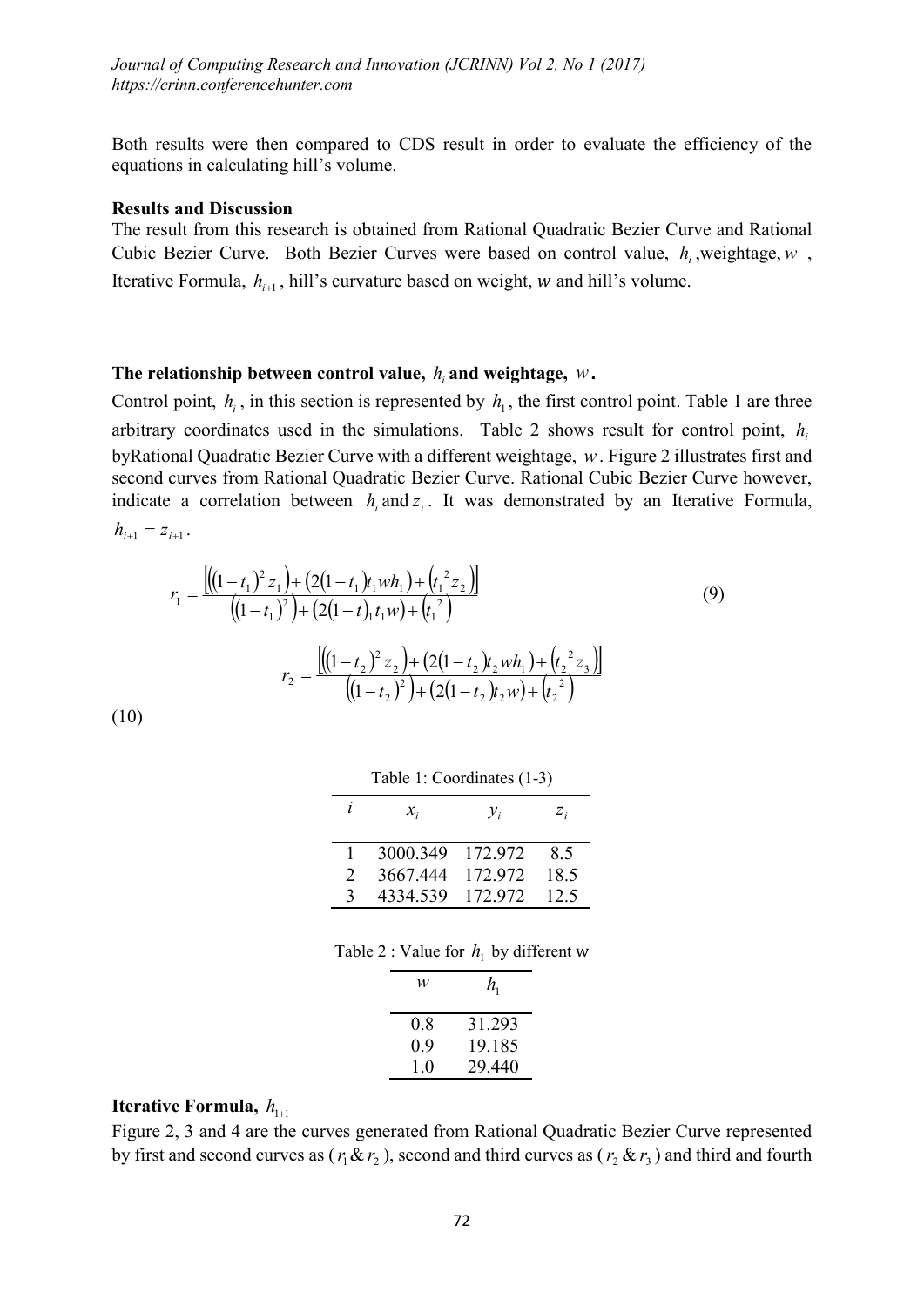Both results were then compared to CDS result in order to evaluate the efficiency of the equations in calculating hill's volume.

**Results and Discussion**

The result from this research is obtained from Rational Quadratic Bezier Curve and Rational Cubic Bezier Curve. Both Bezier Curves were based on control value, $h_i$, weightage, $w$, Iterative Formula, $h_{i+1}$, hill's curvature based on weight, $w$ and hill's volume.

**The relationship between control value, $h_i$ and weightage, $w$.**

Control point, $h_i$, in this section is represented by $h_1$, the first control point. Table 1 are three arbitrary coordinates used in the simulations. Table 2 shows result for control point, $h_i$ byRational Quadratic Bezier Curve with a different weightage, $w$. Figure 2 illustrates first and second curves from Rational Quadratic Bezier Curve. Rational Cubic Bezier Curve however, indicate a correlation between $h_i$ and $z_i$. It was demonstrated by an Iterative Formula, $h_{i+1} = z_{i+1}$.

$$r_1 = \frac{\left[\left((1-t_1)^2 z_1\right) + \left(2(1-t_1)t_1 w h_1\right) + \left({t_1}^2 z_2\right)\right]}{\left((1-t_1)^2\right) + \left(2(1-t)_1 t_1 w\right) + \left({t_1}^2\right)} \tag{9}$$

$$r_2 = \frac{\left[\left((1-t_2)^2 z_2\right) + \left(2(1-t_2)t_2 w h_1\right) + \left({t_2}^2 z_3\right)\right]}{\left((1-t_2)^2\right) + \left(2(1-t_2)t_2 w\right) + \left({t_2}^2\right)} \tag{10}$$

Table 1: Coordinates (1-3)

| $i$ | $x_i$ | $y_i$ | $z_i$ |
|---|---|---|---|
| 1 | 3000.349 | 172.972 | 8.5 |
| 2 | 3667.444 | 172.972 | 18.5 |
| 3 | 4334.539 | 172.972 | 12.5 |

Table 2 : Value for $h_1$ by different w

| $w$ | $h_1$ |
|---|---|
| 0.8 | 31.293 |
| 0.9 | 19.185 |
| 1.0 | 29.440 |

**Iterative Formula, $h_{1+1}$**

Figure 2, 3 and 4 are the curves generated from Rational Quadratic Bezier Curve represented by first and second curves as ($r_1$ & $r_2$), second and third curves as ($r_2$ & $r_3$) and third and fourth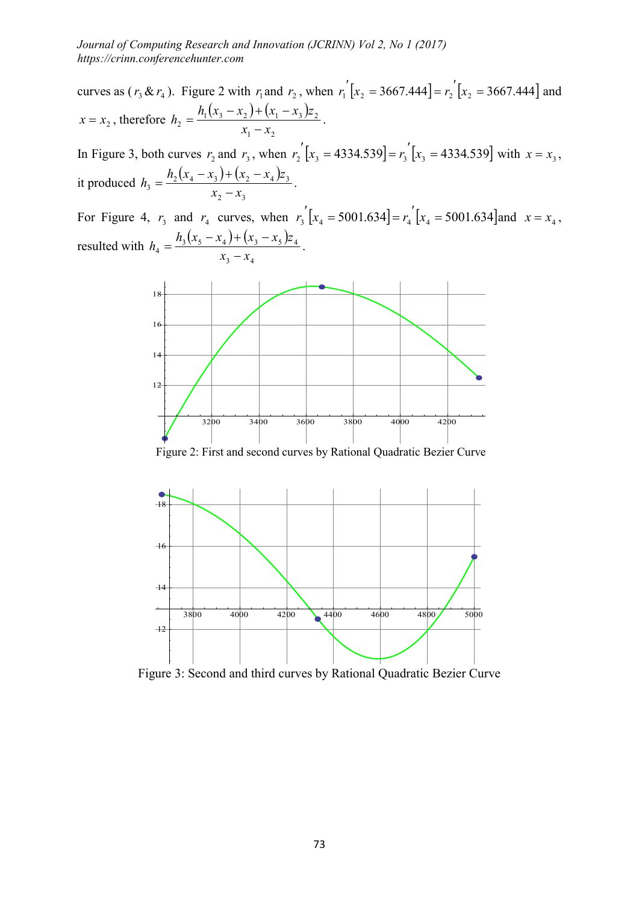curves as ($r_3$ & $r_4$). Figure 2 with $r_1$ and $r_2$, when $r_1'[x_2 = 3667.444] = r_2'[x_2 = 3667.444]$ and $x = x_2$, therefore $h_2 = \dfrac{h_1(x_3 - x_2) + (x_1 - x_3)z_2}{x_1 - x_2}$.

In Figure 3, both curves $r_2$ and $r_3$, when $r_2'[x_3 = 4334.539] = r_3'[x_3 = 4334.539]$ with $x = x_3$, it produced $h_3 = \dfrac{h_2(x_4 - x_3) + (x_2 - x_4)z_3}{x_2 - x_3}$.

For Figure 4, $r_3$ and $r_4$ curves, when $r_3'[x_4 = 5001.634] = r_4'[x_4 = 5001.634]$ and $x = x_4$, resulted with $h_4 = \dfrac{h_3(x_5 - x_4) + (x_3 - x_5)z_4}{x_3 - x_4}$.

Figure 2: First and second curves by Rational Quadratic Bezier Curve

Figure 3: Second and third curves by Rational Quadratic Bezier Curve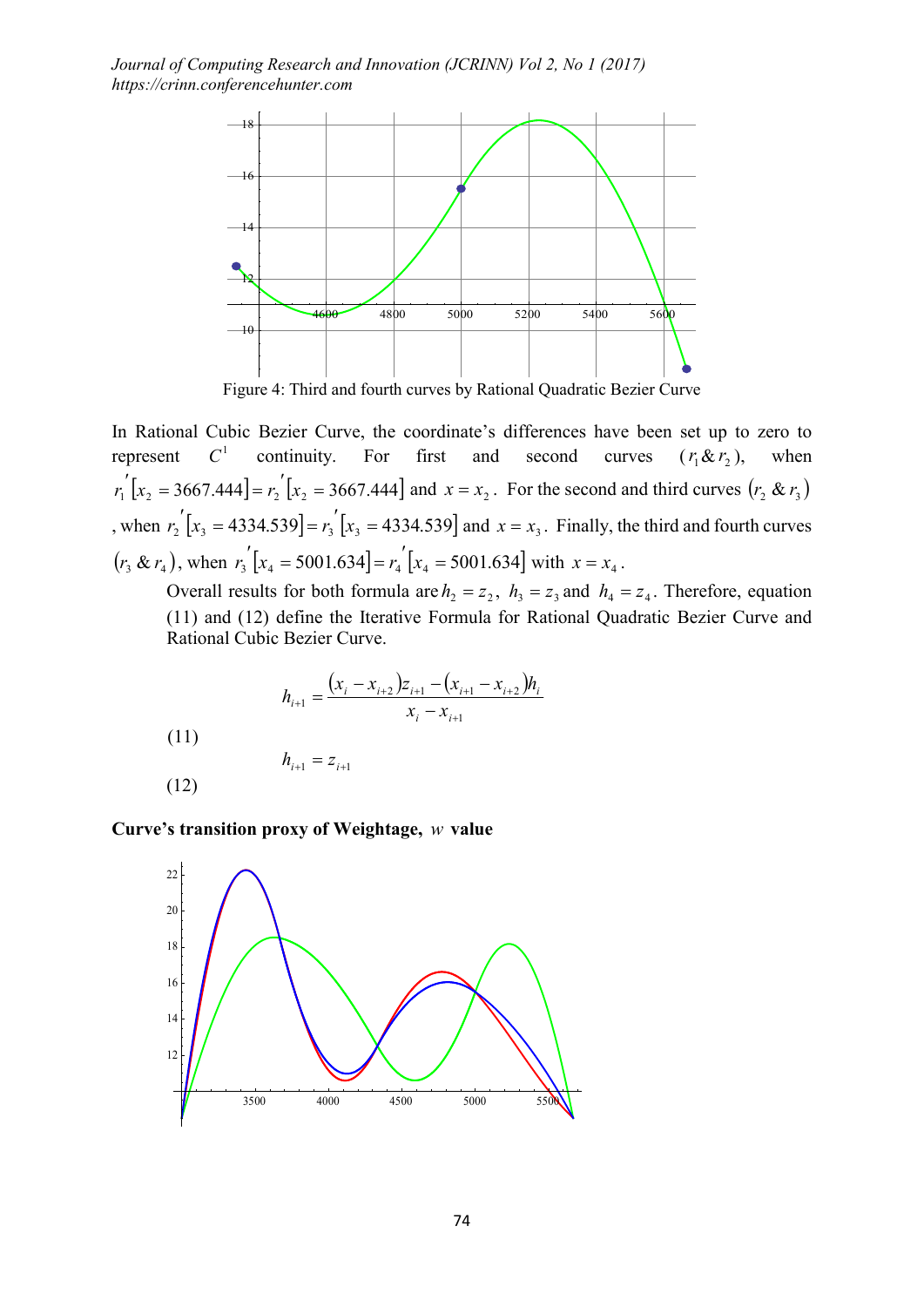Figure 4: Third and fourth curves by Rational Quadratic Bezier Curve

In Rational Cubic Bezier Curve, the coordinate's differences have been set up to zero to represent $C^1$ continuity. For first and second curves ($r_1 \& r_2$), when $r_1'[x_2 = 3667.444] = r_2'[x_2 = 3667.444]$ and $x = x_2$. For the second and third curves $(r_2 \& r_3)$, when $r_2'[x_3 = 4334.539] = r_3'[x_3 = 4334.539]$ and $x = x_3$. Finally, the third and fourth curves $(r_3 \& r_4)$, when $r_3'[x_4 = 5001.634] = r_4'[x_4 = 5001.634]$ with $x = x_4$.

Overall results for both formula are $h_2 = z_2$, $h_3 = z_3$ and $h_4 = z_4$. Therefore, equation (11) and (12) define the Iterative Formula for Rational Quadratic Bezier Curve and Rational Cubic Bezier Curve.

$$h_{i+1} = \frac{(x_i - x_{i+2})z_{i+1} - (x_{i+1} - x_{i+2})h_i}{x_i - x_{i+1}} \tag{11}$$

$$h_{i+1} = z_{i+1} \tag{12}$$

**Curve's transition proxy of Weightage, $w$ value**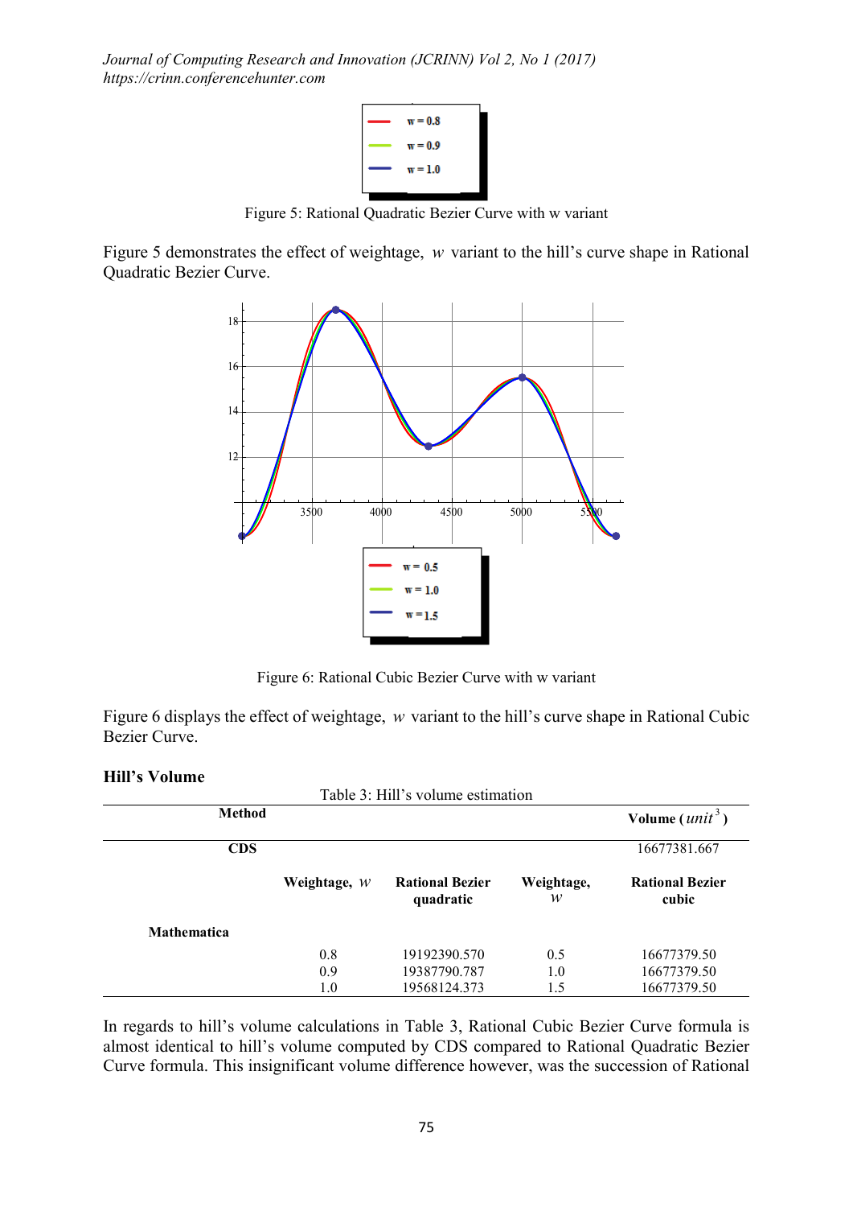Figure 5: Rational Quadratic Bezier Curve with w variant

Figure 5 demonstrates the effect of weightage, $w$ variant to the hill's curve shape in Rational Quadratic Bezier Curve.

Figure 6: Rational Cubic Bezier Curve with w variant

Figure 6 displays the effect of weightage, $w$ variant to the hill's curve shape in Rational Cubic Bezier Curve.

**Hill's Volume**

Table 3: Hill's volume estimation

| Method | | | | Volume ($unit^3$) |
|---|---|---|---|---|
| **CDS** | | | | 16677381.667 |
| | **Weightage, $w$** | **Rational Bezier quadratic** | **Weightage, $w$** | **Rational Bezier cubic** |
| **Mathematica** | | | | |
| | 0.8 | 19192390.570 | 0.5 | 16677379.50 |
| | 0.9 | 19387790.787 | 1.0 | 16677379.50 |
| | 1.0 | 19568124.373 | 1.5 | 16677379.50 |

In regards to hill's volume calculations in Table 3, Rational Cubic Bezier Curve formula is almost identical to hill's volume computed by CDS compared to Rational Quadratic Bezier Curve formula. This insignificant volume difference however, was the succession of Rational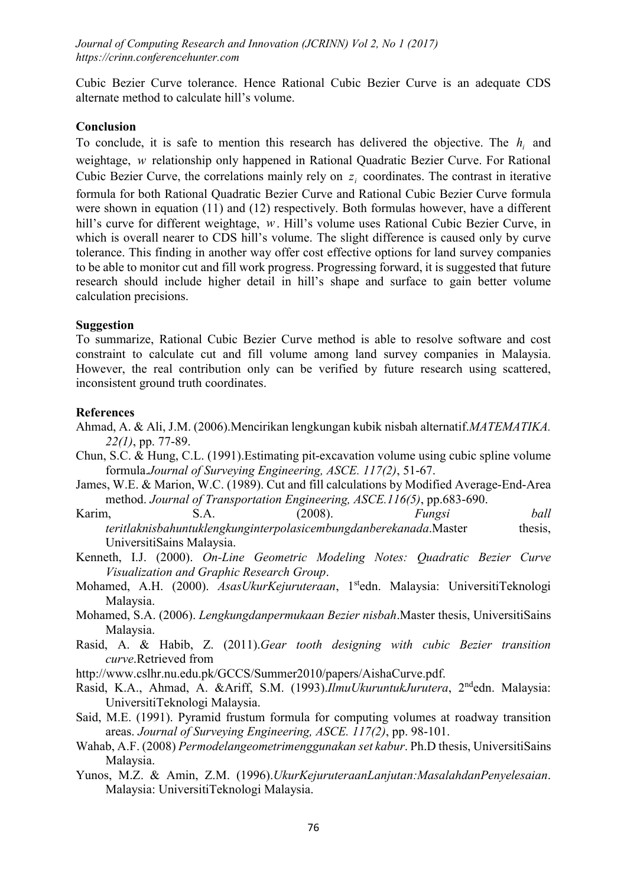Cubic Bezier Curve tolerance. Hence Rational Cubic Bezier Curve is an adequate CDS alternate method to calculate hill's volume.

## Conclusion

To conclude, it is safe to mention this research has delivered the objective. The $h_i$ and weightage, $w$ relationship only happened in Rational Quadratic Bezier Curve. For Rational Cubic Bezier Curve, the correlations mainly rely on $z_i$ coordinates. The contrast in iterative formula for both Rational Quadratic Bezier Curve and Rational Cubic Bezier Curve formula were shown in equation (11) and (12) respectively. Both formulas however, have a different hill's curve for different weightage, $w$. Hill's volume uses Rational Cubic Bezier Curve, in which is overall nearer to CDS hill's volume. The slight difference is caused only by curve tolerance. This finding in another way offer cost effective options for land survey companies to be able to monitor cut and fill work progress. Progressing forward, it is suggested that future research should include higher detail in hill's shape and surface to gain better volume calculation precisions.

## Suggestion

To summarize, Rational Cubic Bezier Curve method is able to resolve software and cost constraint to calculate cut and fill volume among land survey companies in Malaysia. However, the real contribution only can be verified by future research using scattered, inconsistent ground truth coordinates.

## References

Ahmad, A. & Ali, J.M. (2006).Mencirikan lengkungan kubik nisbah alternatif.*MATEMATIKA. 22(1)*, pp. 77-89.

Chun, S.C. & Hung, C.L. (1991).Estimating pit-excavation volume using cubic spline volume formula.*Journal of Surveying Engineering, ASCE. 117(2)*, 51-67.

James, W.E. & Marion, W.C. (1989). Cut and fill calculations by Modified Average-End-Area method. *Journal of Transportation Engineering, ASCE.116(5)*, pp.683-690.

Karim, S.A. (2008). *Fungsi ball teritlaknisbahuntuklengkunginterpolasicembungdanberekanada*.Master thesis, UniversitiSains Malaysia.

Kenneth, I.J. (2000). *On-Line Geometric Modeling Notes: Quadratic Bezier Curve Visualization and Graphic Research Group*.

Mohamed, A.H. (2000). *AsasUkurKejuruteraan*, 1st edn. Malaysia: UniversitiTeknologi Malaysia.

Mohamed, S.A. (2006). *Lengkungdanpermukaan Bezier nisbah*.Master thesis, UniversitiSains Malaysia.

Rasid, A. & Habib, Z. (2011).*Gear tooth designing with cubic Bezier transition curve*.Retrieved from http://www.cslhr.nu.edu.pk/GCCS/Summer2010/papers/AishaCurve.pdf.

Rasid, K.A., Ahmad, A. &Ariff, S.M. (1993).*IlmuUkuruntukJurutera*, 2nd edn. Malaysia: UniversitiTeknologi Malaysia.

Said, M.E. (1991). Pyramid frustum formula for computing volumes at roadway transition areas. *Journal of Surveying Engineering, ASCE. 117(2)*, pp. 98-101.

Wahab, A.F. (2008) *Permodelangeometrimenggunakan set kabur*. Ph.D thesis, UniversitiSains Malaysia.

Yunos, M.Z. & Amin, Z.M. (1996).*UkurKejuruteraanLanjutan:MasalahdanPenyelesaian*. Malaysia: UniversitiTeknologi Malaysia.